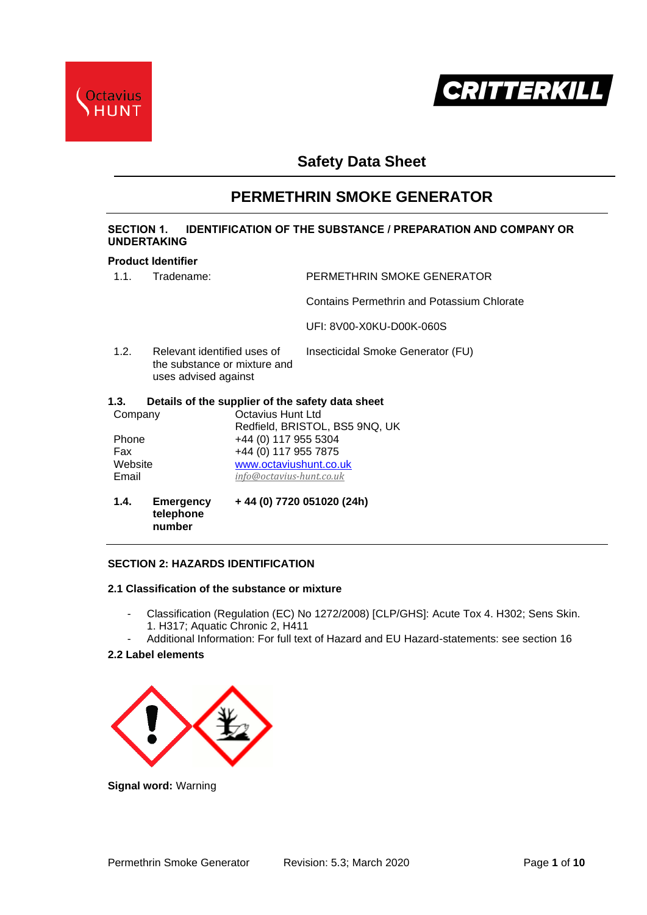# Safety Data Sheet

## PERMETHRIN SMOKE GENERATOR

### SECTION 1. IDENTIFICATION OF THE SUBSTANCE / PREPARATION AND COMPANY OR UNDERTAKING

**Product Identifier**

| | | |
|---|---|---|
| 1.1. | Tradename: | PERMETHRIN SMOKE GENERATOR |
| | | Contains Permethrin and Potassium Chlorate |
| | | UFI: 8V00-X0KU-D00K-060S |
| 1.2. | Relevant identified uses of the substance or mixture and uses advised against | Insecticidal Smoke Generator (FU) |

**1.3. Details of the supplier of the safety data sheet**

| | |
|---|---|
| Company | Octavius Hunt Ltd |
| | Redfield, BRISTOL, BS5 9NQ, UK |
| Phone | +44 (0) 117 955 5304 |
| Fax | +44 (0) 117 955 7875 |
| Website | www.octaviushunt.co.uk |
| Email | *info@octavius-hunt.co.uk* |

**1.4. Emergency telephone number** **+ 44 (0) 7720 051020 (24h)**

### SECTION 2: HAZARDS IDENTIFICATION

**2.1 Classification of the substance or mixture**

- Classification (Regulation (EC) No 1272/2008) [CLP/GHS]: Acute Tox 4. H302; Sens Skin. 1. H317; Aquatic Chronic 2, H411
- Additional Information: For full text of Hazard and EU Hazard-statements: see section 16

**2.2 Label elements**

**Signal word:** Warning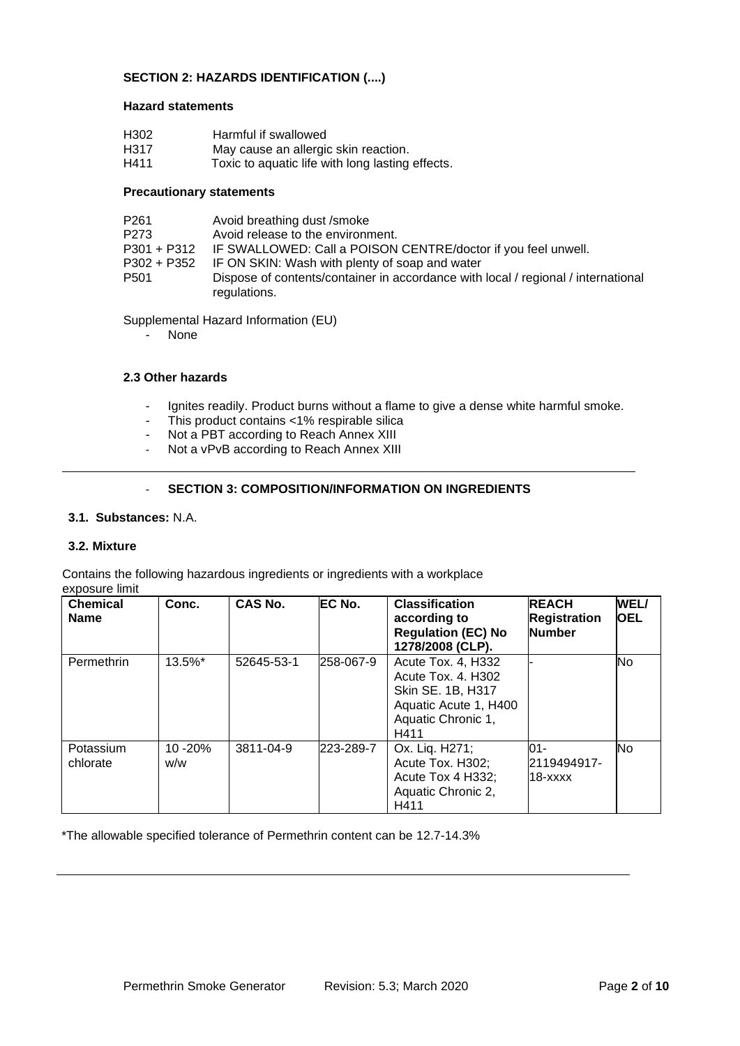## SECTION 2: HAZARDS IDENTIFICATION (....)

### Hazard statements

| | |
|---|---|
| H302 | Harmful if swallowed |
| H317 | May cause an allergic skin reaction. |
| H411 | Toxic to aquatic life with long lasting effects. |

### Precautionary statements

| | |
|---|---|
| P261 | Avoid breathing dust /smoke |
| P273 | Avoid release to the environment. |
| P301 + P312 | IF SWALLOWED: Call a POISON CENTRE/doctor if you feel unwell. |
| P302 + P352 | IF ON SKIN: Wash with plenty of soap and water |
| P501 | Dispose of contents/container in accordance with local / regional / international regulations. |

Supplemental Hazard Information (EU)

- None

### 2.3 Other hazards

- Ignites readily. Product burns without a flame to give a dense white harmful smoke.
- This product contains <1% respirable silica
- Not a PBT according to Reach Annex XIII
- Not a vPvB according to Reach Annex XIII

## SECTION 3: COMPOSITION/INFORMATION ON INGREDIENTS

**3.1. Substances:** N.A.

### 3.2. Mixture

Contains the following hazardous ingredients or ingredients with a workplace exposure limit

| Chemical Name | Conc. | CAS No. | EC No. | Classification according to Regulation (EC) No 1278/2008 (CLP). | REACH Registration Number | WEL/ OEL |
|---|---|---|---|---|---|---|
| Permethrin | 13.5%* | 52645-53-1 | 258-067-9 | Acute Tox. 4, H332<br>Acute Tox. 4. H302<br>Skin SE. 1B, H317<br>Aquatic Acute 1, H400<br>Aquatic Chronic 1, H411 | - | No |
| Potassium chlorate | 10 -20% w/w | 3811-04-9 | 223-289-7 | Ox. Liq. H271;<br>Acute Tox. H302;<br>Acute Tox 4 H332;<br>Aquatic Chronic 2, H411 | 01-2119494917-18-xxxx | No |

*The allowable specified tolerance of Permethrin content can be 12.7-14.3%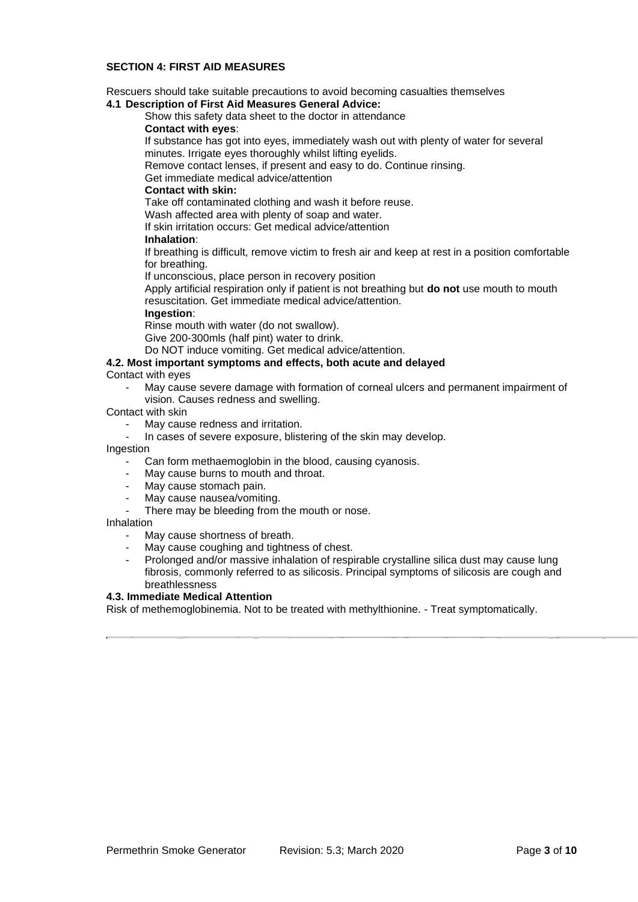## SECTION 4: FIRST AID MEASURES

Rescuers should take suitable precautions to avoid becoming casualties themselves

**4.1 Description of First Aid Measures General Advice:**

Show this safety data sheet to the doctor in attendance

**Contact with eyes**:

If substance has got into eyes, immediately wash out with plenty of water for several minutes. Irrigate eyes thoroughly whilst lifting eyelids.

Remove contact lenses, if present and easy to do. Continue rinsing.

Get immediate medical advice/attention

**Contact with skin:**

Take off contaminated clothing and wash it before reuse.

Wash affected area with plenty of soap and water.

If skin irritation occurs: Get medical advice/attention

**Inhalation**:

If breathing is difficult, remove victim to fresh air and keep at rest in a position comfortable for breathing.

If unconscious, place person in recovery position

Apply artificial respiration only if patient is not breathing but **do not** use mouth to mouth resuscitation. Get immediate medical advice/attention.

**Ingestion**:

Rinse mouth with water (do not swallow).

Give 200-300mls (half pint) water to drink.

Do NOT induce vomiting. Get medical advice/attention.

**4.2. Most important symptoms and effects, both acute and delayed**

Contact with eyes

- May cause severe damage with formation of corneal ulcers and permanent impairment of vision. Causes redness and swelling.

Contact with skin

- May cause redness and irritation.
- In cases of severe exposure, blistering of the skin may develop.

Ingestion

- Can form methaemoglobin in the blood, causing cyanosis.
- May cause burns to mouth and throat.
- May cause stomach pain.
- May cause nausea/vomiting.
- There may be bleeding from the mouth or nose.

Inhalation

- May cause shortness of breath.
- May cause coughing and tightness of chest.
- Prolonged and/or massive inhalation of respirable crystalline silica dust may cause lung fibrosis, commonly referred to as silicosis. Principal symptoms of silicosis are cough and breathlessness

**4.3. Immediate Medical Attention**

Risk of methemoglobinemia. Not to be treated with methylthionine. - Treat symptomatically.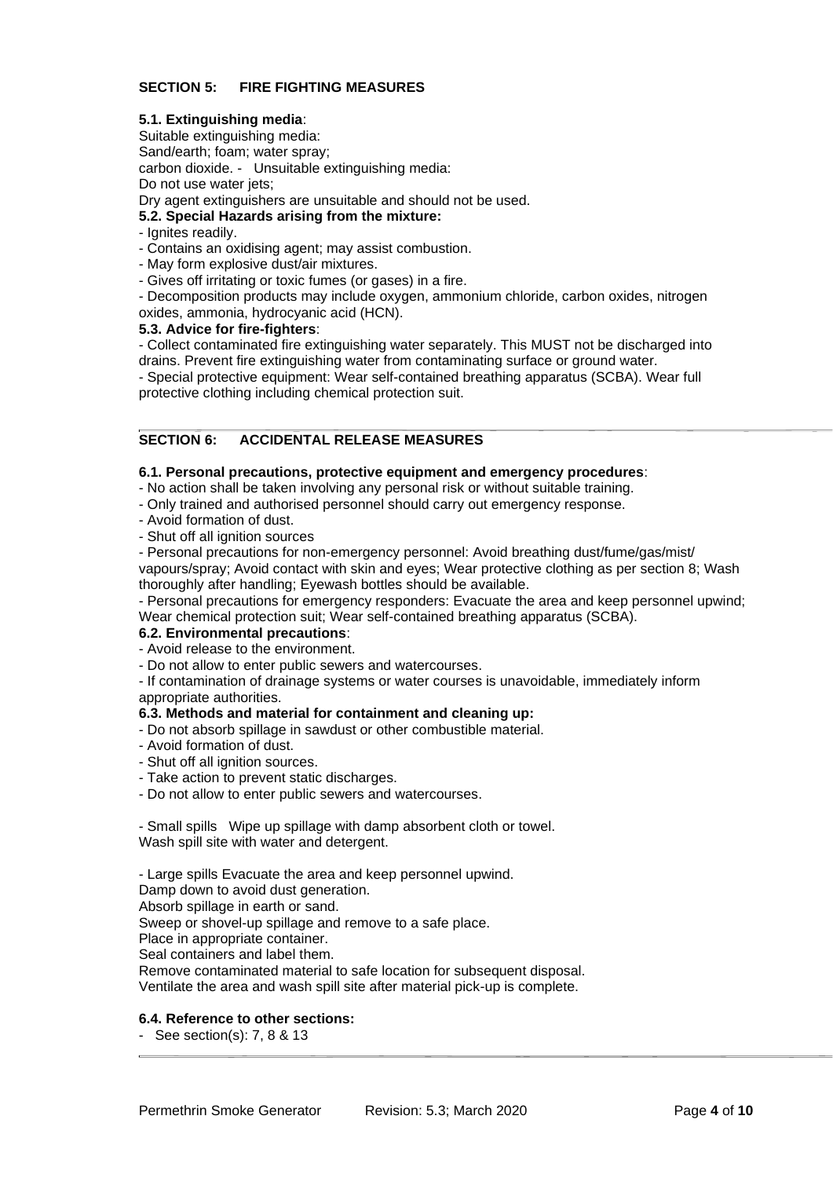## SECTION 5: FIRE FIGHTING MEASURES

**5.1. Extinguishing media**:

Suitable extinguishing media:

Sand/earth; foam; water spray;

carbon dioxide. - Unsuitable extinguishing media:

Do not use water jets;

Dry agent extinguishers are unsuitable and should not be used.

**5.2. Special Hazards arising from the mixture:**

- Ignites readily.
- Contains an oxidising agent; may assist combustion.
- May form explosive dust/air mixtures.
- Gives off irritating or toxic fumes (or gases) in a fire.
- Decomposition products may include oxygen, ammonium chloride, carbon oxides, nitrogen oxides, ammonia, hydrocyanic acid (HCN).

**5.3. Advice for fire-fighters**:

- Collect contaminated fire extinguishing water separately. This MUST not be discharged into drains. Prevent fire extinguishing water from contaminating surface or ground water.
- Special protective equipment: Wear self-contained breathing apparatus (SCBA). Wear full protective clothing including chemical protection suit.

## SECTION 6: ACCIDENTAL RELEASE MEASURES

**6.1. Personal precautions, protective equipment and emergency procedures**:

- No action shall be taken involving any personal risk or without suitable training.
- Only trained and authorised personnel should carry out emergency response.
- Avoid formation of dust.
- Shut off all ignition sources
- Personal precautions for non-emergency personnel: Avoid breathing dust/fume/gas/mist/ vapours/spray; Avoid contact with skin and eyes; Wear protective clothing as per section 8; Wash thoroughly after handling; Eyewash bottles should be available.
- Personal precautions for emergency responders: Evacuate the area and keep personnel upwind; Wear chemical protection suit; Wear self-contained breathing apparatus (SCBA).

**6.2. Environmental precautions**:

- Avoid release to the environment.
- Do not allow to enter public sewers and watercourses.
- If contamination of drainage systems or water courses is unavoidable, immediately inform appropriate authorities.

**6.3. Methods and material for containment and cleaning up:**

- Do not absorb spillage in sawdust or other combustible material.
- Avoid formation of dust.
- Shut off all ignition sources.
- Take action to prevent static discharges.
- Do not allow to enter public sewers and watercourses.

- Small spills Wipe up spillage with damp absorbent cloth or towel.
Wash spill site with water and detergent.

- Large spills Evacuate the area and keep personnel upwind.
Damp down to avoid dust generation.
Absorb spillage in earth or sand.
Sweep or shovel-up spillage and remove to a safe place.
Place in appropriate container.
Seal containers and label them.
Remove contaminated material to safe location for subsequent disposal.
Ventilate the area and wash spill site after material pick-up is complete.

**6.4. Reference to other sections:**

- See section(s): 7, 8 & 13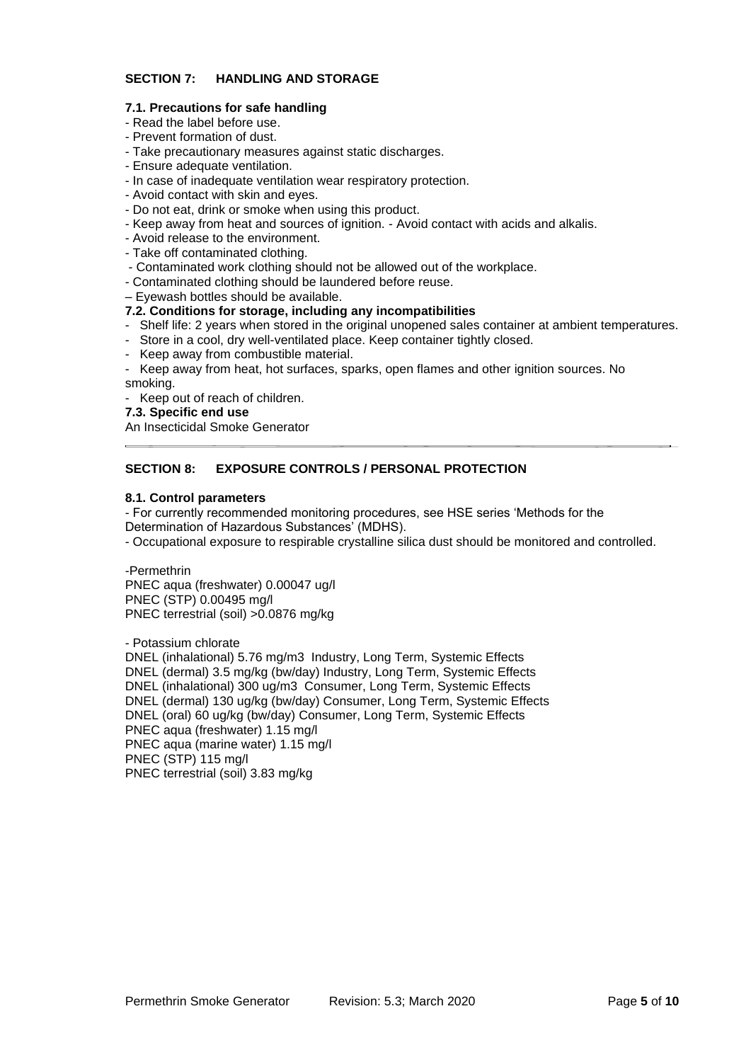## SECTION 7: HANDLING AND STORAGE

### 7.1. Precautions for safe handling

- Read the label before use.
- Prevent formation of dust.
- Take precautionary measures against static discharges.
- Ensure adequate ventilation.
- In case of inadequate ventilation wear respiratory protection.
- Avoid contact with skin and eyes.
- Do not eat, drink or smoke when using this product.
- Keep away from heat and sources of ignition. - Avoid contact with acids and alkalis.
- Avoid release to the environment.
- Take off contaminated clothing.
- Contaminated work clothing should not be allowed out of the workplace.
- Contaminated clothing should be laundered before reuse.
- Eyewash bottles should be available.

### 7.2. Conditions for storage, including any incompatibilities

- Shelf life: 2 years when stored in the original unopened sales container at ambient temperatures.
- Store in a cool, dry well-ventilated place. Keep container tightly closed.
- Keep away from combustible material.
- Keep away from heat, hot surfaces, sparks, open flames and other ignition sources. No smoking.
- Keep out of reach of children.

### 7.3. Specific end use

An Insecticidal Smoke Generator

---

## SECTION 8: EXPOSURE CONTROLS / PERSONAL PROTECTION

### 8.1. Control parameters

- For currently recommended monitoring procedures, see HSE series 'Methods for the Determination of Hazardous Substances' (MDHS).
- Occupational exposure to respirable crystalline silica dust should be monitored and controlled.

-Permethrin
PNEC aqua (freshwater) 0.00047 ug/l
PNEC (STP) 0.00495 mg/l
PNEC terrestrial (soil) >0.0876 mg/kg

- Potassium chlorate
DNEL (inhalational) 5.76 mg/m3 Industry, Long Term, Systemic Effects
DNEL (dermal) 3.5 mg/kg (bw/day) Industry, Long Term, Systemic Effects
DNEL (inhalational) 300 ug/m3 Consumer, Long Term, Systemic Effects
DNEL (dermal) 130 ug/kg (bw/day) Consumer, Long Term, Systemic Effects
DNEL (oral) 60 ug/kg (bw/day) Consumer, Long Term, Systemic Effects
PNEC aqua (freshwater) 1.15 mg/l
PNEC aqua (marine water) 1.15 mg/l
PNEC (STP) 115 mg/l
PNEC terrestrial (soil) 3.83 mg/kg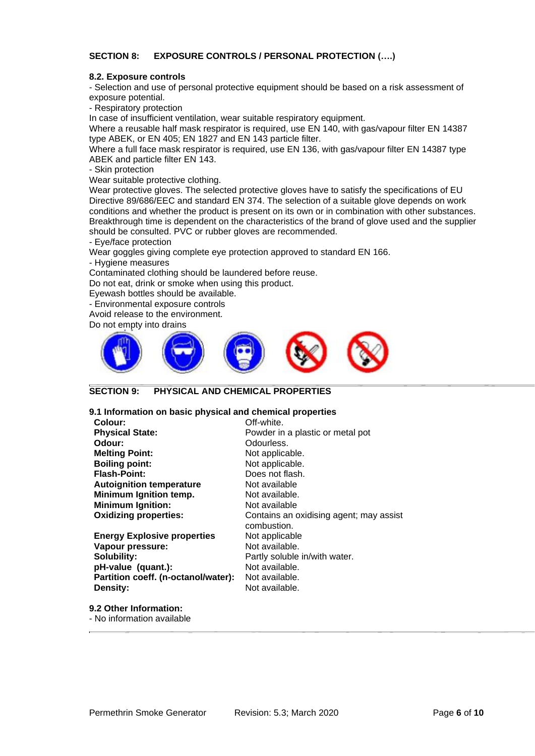## SECTION 8: EXPOSURE CONTROLS / PERSONAL PROTECTION (….)

### 8.2. Exposure controls

- Selection and use of personal protective equipment should be based on a risk assessment of exposure potential.
- Respiratory protection

In case of insufficient ventilation, wear suitable respiratory equipment.

Where a reusable half mask respirator is required, use EN 140, with gas/vapour filter EN 14387 type ABEK, or EN 405; EN 1827 and EN 143 particle filter.

Where a full face mask respirator is required, use EN 136, with gas/vapour filter EN 14387 type ABEK and particle filter EN 143.

- Skin protection

Wear suitable protective clothing.

Wear protective gloves. The selected protective gloves have to satisfy the specifications of EU Directive 89/686/EEC and standard EN 374. The selection of a suitable glove depends on work conditions and whether the product is present on its own or in combination with other substances. Breakthrough time is dependent on the characteristics of the brand of glove used and the supplier should be consulted. PVC or rubber gloves are recommended.

- Eye/face protection

Wear goggles giving complete eye protection approved to standard EN 166.

- Hygiene measures

Contaminated clothing should be laundered before reuse.

Do not eat, drink or smoke when using this product.

Eyewash bottles should be available.

- Environmental exposure controls

Avoid release to the environment.

Do not empty into drains

## SECTION 9: PHYSICAL AND CHEMICAL PROPERTIES

### 9.1 Information on basic physical and chemical properties

| | |
|---|---|
| **Colour:** | Off-white. |
| **Physical State:** | Powder in a plastic or metal pot |
| **Odour:** | Odourless. |
| **Melting Point:** | Not applicable. |
| **Boiling point:** | Not applicable. |
| **Flash-Point:** | Does not flash. |
| **Autoignition temperature** | Not available |
| **Minimum Ignition temp.** | Not available. |
| **Minimum Ignition:** | Not available |
| **Oxidizing properties:** | Contains an oxidising agent; may assist combustion. |
| **Energy Explosive properties** | Not applicable |
| **Vapour pressure:** | Not available. |
| **Solubility:** | Partly soluble in/with water. |
| **pH-value (quant.):** | Not available. |
| **Partition coeff. (n-octanol/water):** | Not available. |
| **Density:** | Not available. |

### 9.2 Other Information:

- No information available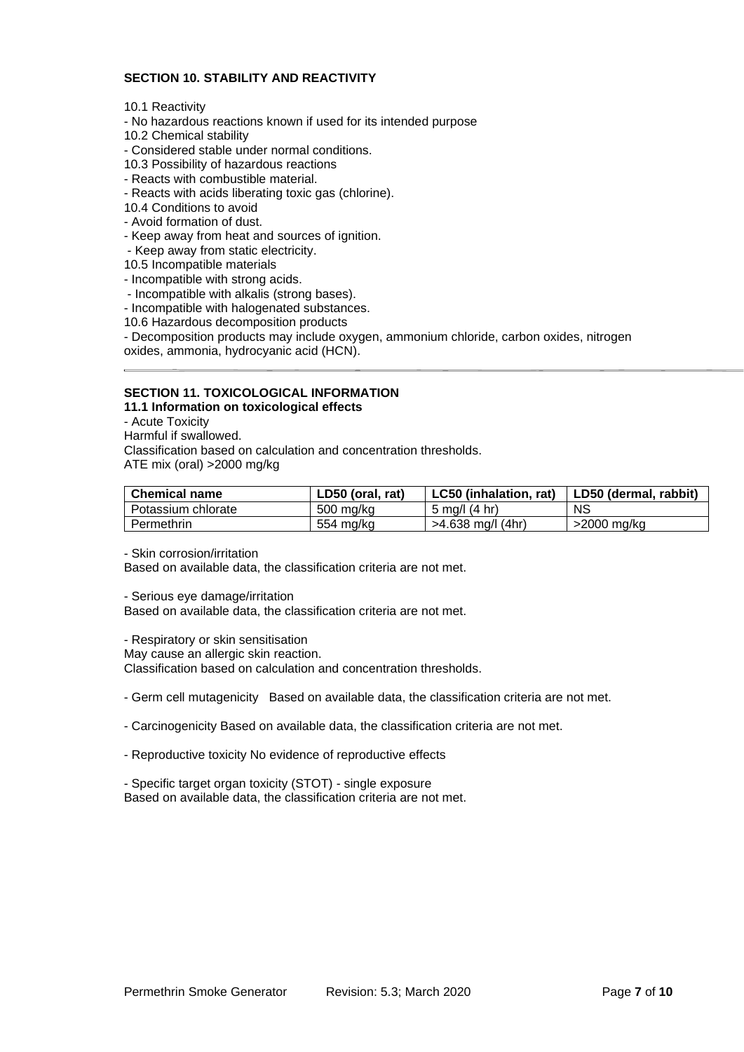## SECTION 10. STABILITY AND REACTIVITY

10.1 Reactivity
- No hazardous reactions known if used for its intended purpose

10.2 Chemical stability
- Considered stable under normal conditions.

10.3 Possibility of hazardous reactions
- Reacts with combustible material.
- Reacts with acids liberating toxic gas (chlorine).

10.4 Conditions to avoid
- Avoid formation of dust.
- Keep away from heat and sources of ignition.
- Keep away from static electricity.

10.5 Incompatible materials
- Incompatible with strong acids.
- Incompatible with alkalis (strong bases).
- Incompatible with halogenated substances.

10.6 Hazardous decomposition products
- Decomposition products may include oxygen, ammonium chloride, carbon oxides, nitrogen oxides, ammonia, hydrocyanic acid (HCN).

---

## SECTION 11. TOXICOLOGICAL INFORMATION

### 11.1 Information on toxicological effects

- Acute Toxicity

Harmful if swallowed.
Classification based on calculation and concentration thresholds.
ATE mix (oral) >2000 mg/kg

| Chemical name | LD50 (oral, rat) | LC50 (inhalation, rat) | LD50 (dermal, rabbit) |
|---|---|---|---|
| Potassium chlorate | 500 mg/kg | 5 mg/l (4 hr) | NS |
| Permethrin | 554 mg/kg | >4.638 mg/l (4hr) | >2000 mg/kg |

- Skin corrosion/irritation

Based on available data, the classification criteria are not met.

- Serious eye damage/irritation

Based on available data, the classification criteria are not met.

- Respiratory or skin sensitisation

May cause an allergic skin reaction.
Classification based on calculation and concentration thresholds.

- Germ cell mutagenicity Based on available data, the classification criteria are not met.

- Carcinogenicity Based on available data, the classification criteria are not met.

- Reproductive toxicity No evidence of reproductive effects

- Specific target organ toxicity (STOT) - single exposure

Based on available data, the classification criteria are not met.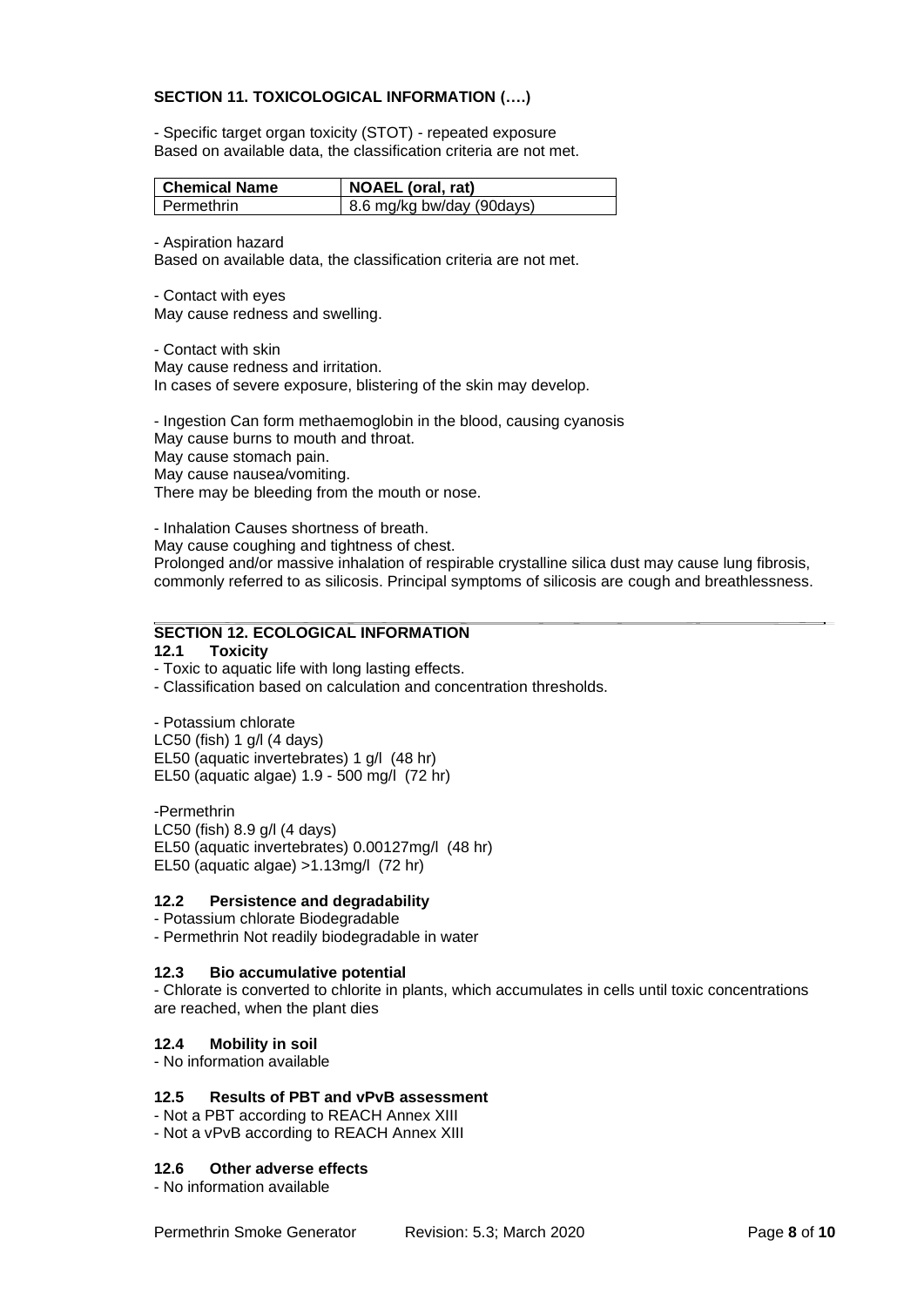## SECTION 11. TOXICOLOGICAL INFORMATION (….)

- Specific target organ toxicity (STOT) - repeated exposure
Based on available data, the classification criteria are not met.

| Chemical Name | NOAEL (oral, rat) |
|---|---|
| Permethrin | 8.6 mg/kg bw/day (90days) |

- Aspiration hazard
Based on available data, the classification criteria are not met.

- Contact with eyes
May cause redness and swelling.

- Contact with skin
May cause redness and irritation.
In cases of severe exposure, blistering of the skin may develop.

- Ingestion Can form methaemoglobin in the blood, causing cyanosis
May cause burns to mouth and throat.
May cause stomach pain.
May cause nausea/vomiting.
There may be bleeding from the mouth or nose.

- Inhalation Causes shortness of breath.
May cause coughing and tightness of chest.
Prolonged and/or massive inhalation of respirable crystalline silica dust may cause lung fibrosis, commonly referred to as silicosis. Principal symptoms of silicosis are cough and breathlessness.

## SECTION 12. ECOLOGICAL INFORMATION

### 12.1 Toxicity

- Toxic to aquatic life with long lasting effects.
- Classification based on calculation and concentration thresholds.

- Potassium chlorate
LC50 (fish) 1 g/l (4 days)
EL50 (aquatic invertebrates) 1 g/l (48 hr)
EL50 (aquatic algae) 1.9 - 500 mg/l (72 hr)

-Permethrin
LC50 (fish) 8.9 g/l (4 days)
EL50 (aquatic invertebrates) 0.00127mg/l (48 hr)
EL50 (aquatic algae) >1.13mg/l (72 hr)

### 12.2 Persistence and degradability

- Potassium chlorate Biodegradable
- Permethrin Not readily biodegradable in water

### 12.3 Bio accumulative potential

- Chlorate is converted to chlorite in plants, which accumulates in cells until toxic concentrations are reached, when the plant dies

### 12.4 Mobility in soil

- No information available

### 12.5 Results of PBT and vPvB assessment

- Not a PBT according to REACH Annex XIII
- Not a vPvB according to REACH Annex XIII

### 12.6 Other adverse effects

- No information available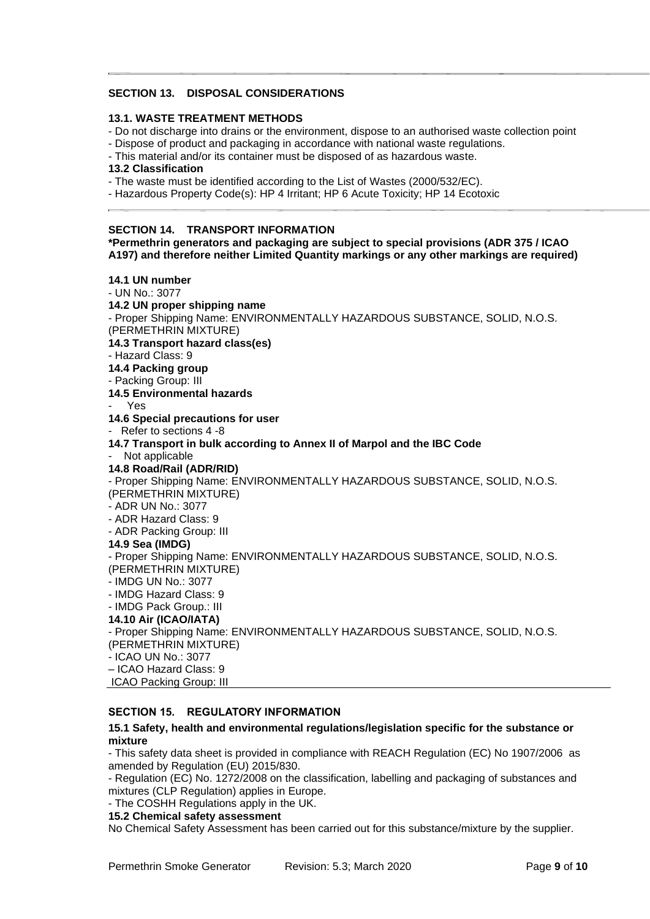## SECTION 13. DISPOSAL CONSIDERATIONS

### 13.1. WASTE TREATMENT METHODS

- Do not discharge into drains or the environment, dispose to an authorised waste collection point
- Dispose of product and packaging in accordance with national waste regulations.
- This material and/or its container must be disposed of as hazardous waste.

### 13.2 Classification

- The waste must be identified according to the List of Wastes (2000/532/EC).
- Hazardous Property Code(s): HP 4 Irritant; HP 6 Acute Toxicity; HP 14 Ecotoxic

## SECTION 14. TRANSPORT INFORMATION

**\*Permethrin generators and packaging are subject to special provisions (ADR 375 / ICAO A197) and therefore neither Limited Quantity markings or any other markings are required)**

### 14.1 UN number

- UN No.: 3077

### 14.2 UN proper shipping name

- Proper Shipping Name: ENVIRONMENTALLY HAZARDOUS SUBSTANCE, SOLID, N.O.S. (PERMETHRIN MIXTURE)

### 14.3 Transport hazard class(es)

- Hazard Class: 9

### 14.4 Packing group

- Packing Group: III

### 14.5 Environmental hazards

- Yes

### 14.6 Special precautions for user

- Refer to sections 4 -8

### 14.7 Transport in bulk according to Annex II of Marpol and the IBC Code

- Not applicable

### 14.8 Road/Rail (ADR/RID)

- Proper Shipping Name: ENVIRONMENTALLY HAZARDOUS SUBSTANCE, SOLID, N.O.S. (PERMETHRIN MIXTURE)
- ADR UN No.: 3077
- ADR Hazard Class: 9
- ADR Packing Group: III

### 14.9 Sea (IMDG)

- Proper Shipping Name: ENVIRONMENTALLY HAZARDOUS SUBSTANCE, SOLID, N.O.S. (PERMETHRIN MIXTURE)
- IMDG UN No.: 3077
- IMDG Hazard Class: 9
- IMDG Pack Group.: III

### 14.10 Air (ICAO/IATA)

- Proper Shipping Name: ENVIRONMENTALLY HAZARDOUS SUBSTANCE, SOLID, N.O.S. (PERMETHRIN MIXTURE)
- ICAO UN No.: 3077
- ICAO Hazard Class: 9
- ICAO Packing Group: III

## SECTION 15. REGULATORY INFORMATION

### 15.1 Safety, health and environmental regulations/legislation specific for the substance or mixture

- This safety data sheet is provided in compliance with REACH Regulation (EC) No 1907/2006 as amended by Regulation (EU) 2015/830.
- Regulation (EC) No. 1272/2008 on the classification, labelling and packaging of substances and mixtures (CLP Regulation) applies in Europe.
- The COSHH Regulations apply in the UK.

### 15.2 Chemical safety assessment

No Chemical Safety Assessment has been carried out for this substance/mixture by the supplier.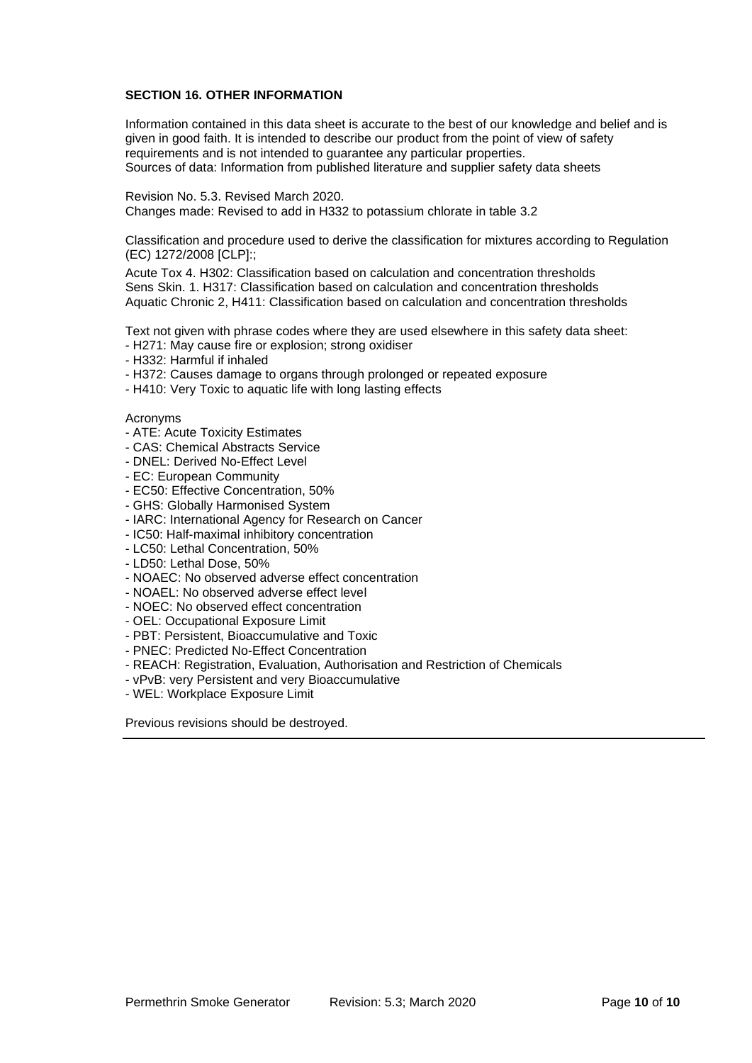## SECTION 16. OTHER INFORMATION

Information contained in this data sheet is accurate to the best of our knowledge and belief and is given in good faith. It is intended to describe our product from the point of view of safety requirements and is not intended to guarantee any particular properties.
Sources of data: Information from published literature and supplier safety data sheets

Revision No. 5.3. Revised March 2020.
Changes made: Revised to add in H332 to potassium chlorate in table 3.2

Classification and procedure used to derive the classification for mixtures according to Regulation (EC) 1272/2008 [CLP]:;

Acute Tox 4. H302: Classification based on calculation and concentration thresholds
Sens Skin. 1. H317: Classification based on calculation and concentration thresholds
Aquatic Chronic 2, H411: Classification based on calculation and concentration thresholds

Text not given with phrase codes where they are used elsewhere in this safety data sheet:
- H271: May cause fire or explosion; strong oxidiser
- H332: Harmful if inhaled
- H372: Causes damage to organs through prolonged or repeated exposure
- H410: Very Toxic to aquatic life with long lasting effects

Acronyms
- ATE: Acute Toxicity Estimates
- CAS: Chemical Abstracts Service
- DNEL: Derived No-Effect Level
- EC: European Community
- EC50: Effective Concentration, 50%
- GHS: Globally Harmonised System
- IARC: International Agency for Research on Cancer
- IC50: Half-maximal inhibitory concentration
- LC50: Lethal Concentration, 50%
- LD50: Lethal Dose, 50%
- NOAEC: No observed adverse effect concentration
- NOAEL: No observed adverse effect level
- NOEC: No observed effect concentration
- OEL: Occupational Exposure Limit
- PBT: Persistent, Bioaccumulative and Toxic
- PNEC: Predicted No-Effect Concentration
- REACH: Registration, Evaluation, Authorisation and Restriction of Chemicals
- vPvB: very Persistent and very Bioaccumulative
- WEL: Workplace Exposure Limit

Previous revisions should be destroyed.